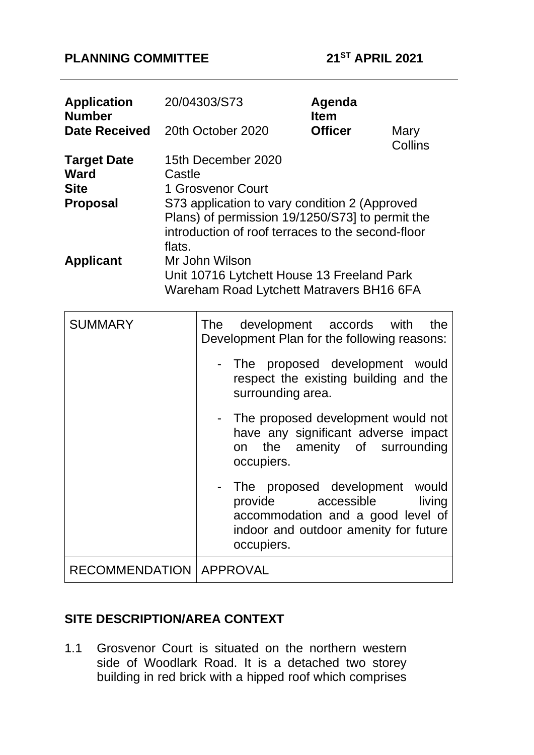**PLANNING COMMITTEE** **21ST APRIL 2021**

| **Application Number** | 20/04303/S73 | **Agenda Item** | |
|---|---|---|---|
| **Date Received** | 20th October 2020 | **Officer** | Mary Collins |
| **Target Date** | 15th December 2020 | | |
| **Ward** | Castle | | |
| **Site** | 1 Grosvenor Court | | |
| **Proposal** | S73 application to vary condition 2 (Approved Plans) of permission 19/1250/S73] to permit the introduction of roof terraces to the second-floor flats. | | |
| **Applicant** | Mr John Wilson<br>Unit 10716 Lytchett House 13 Freeland Park Wareham Road Lytchett Matravers BH16 6FA | | |

| SUMMARY | The development accords with the Development Plan for the following reasons:<br>- The proposed development would respect the existing building and the surrounding area.<br>- The proposed development would not have any significant adverse impact on the amenity of surrounding occupiers.<br>- The proposed development would provide accessible living accommodation and a good level of indoor and outdoor amenity for future occupiers. |
|---|---|
| RECOMMENDATION | APPROVAL |

## SITE DESCRIPTION/AREA CONTEXT

1.1 Grosvenor Court is situated on the northern western side of Woodlark Road. It is a detached two storey building in red brick with a hipped roof which comprises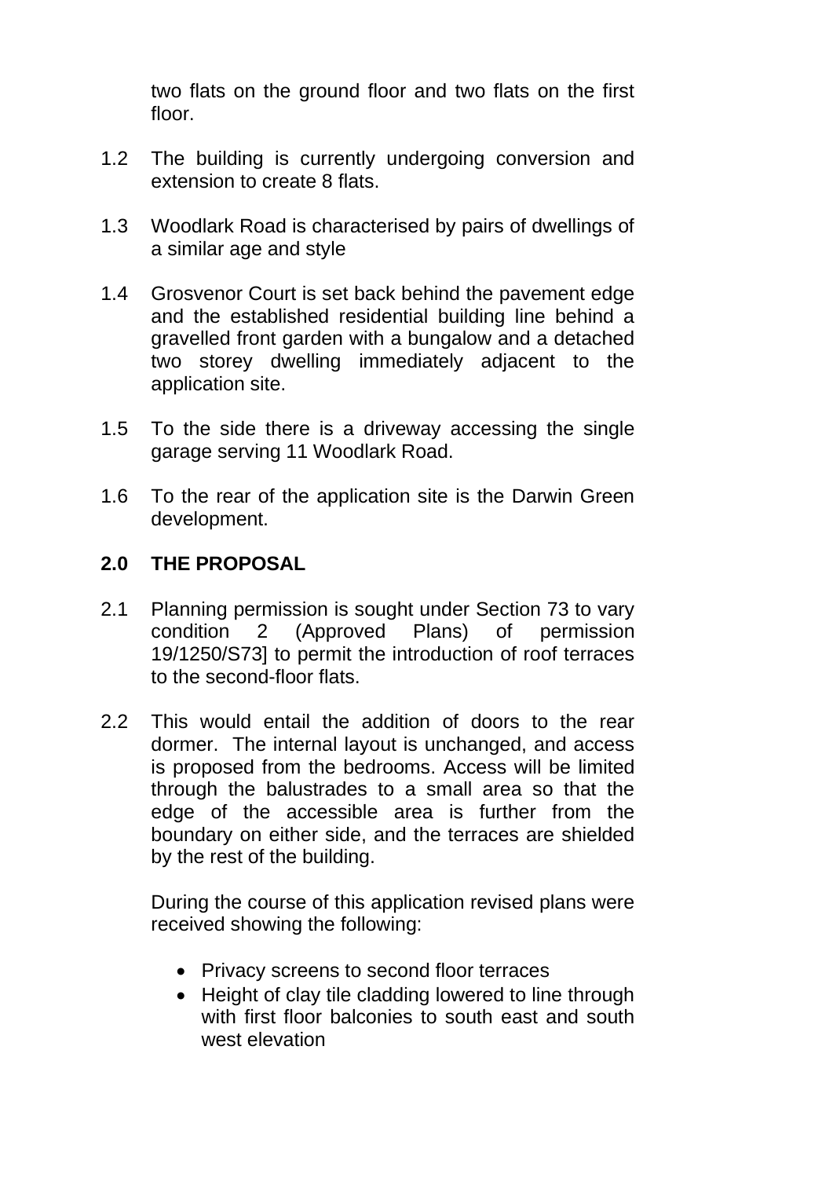two flats on the ground floor and two flats on the first floor.

1.2 The building is currently undergoing conversion and extension to create 8 flats.

1.3 Woodlark Road is characterised by pairs of dwellings of a similar age and style

1.4 Grosvenor Court is set back behind the pavement edge and the established residential building line behind a gravelled front garden with a bungalow and a detached two storey dwelling immediately adjacent to the application site.

1.5 To the side there is a driveway accessing the single garage serving 11 Woodlark Road.

1.6 To the rear of the application site is the Darwin Green development.

## 2.0 THE PROPOSAL

2.1 Planning permission is sought under Section 73 to vary condition 2 (Approved Plans) of permission 19/1250/S73] to permit the introduction of roof terraces to the second-floor flats.

2.2 This would entail the addition of doors to the rear dormer. The internal layout is unchanged, and access is proposed from the bedrooms. Access will be limited through the balustrades to a small area so that the edge of the accessible area is further from the boundary on either side, and the terraces are shielded by the rest of the building.

During the course of this application revised plans were received showing the following:

- Privacy screens to second floor terraces
- Height of clay tile cladding lowered to line through with first floor balconies to south east and south west elevation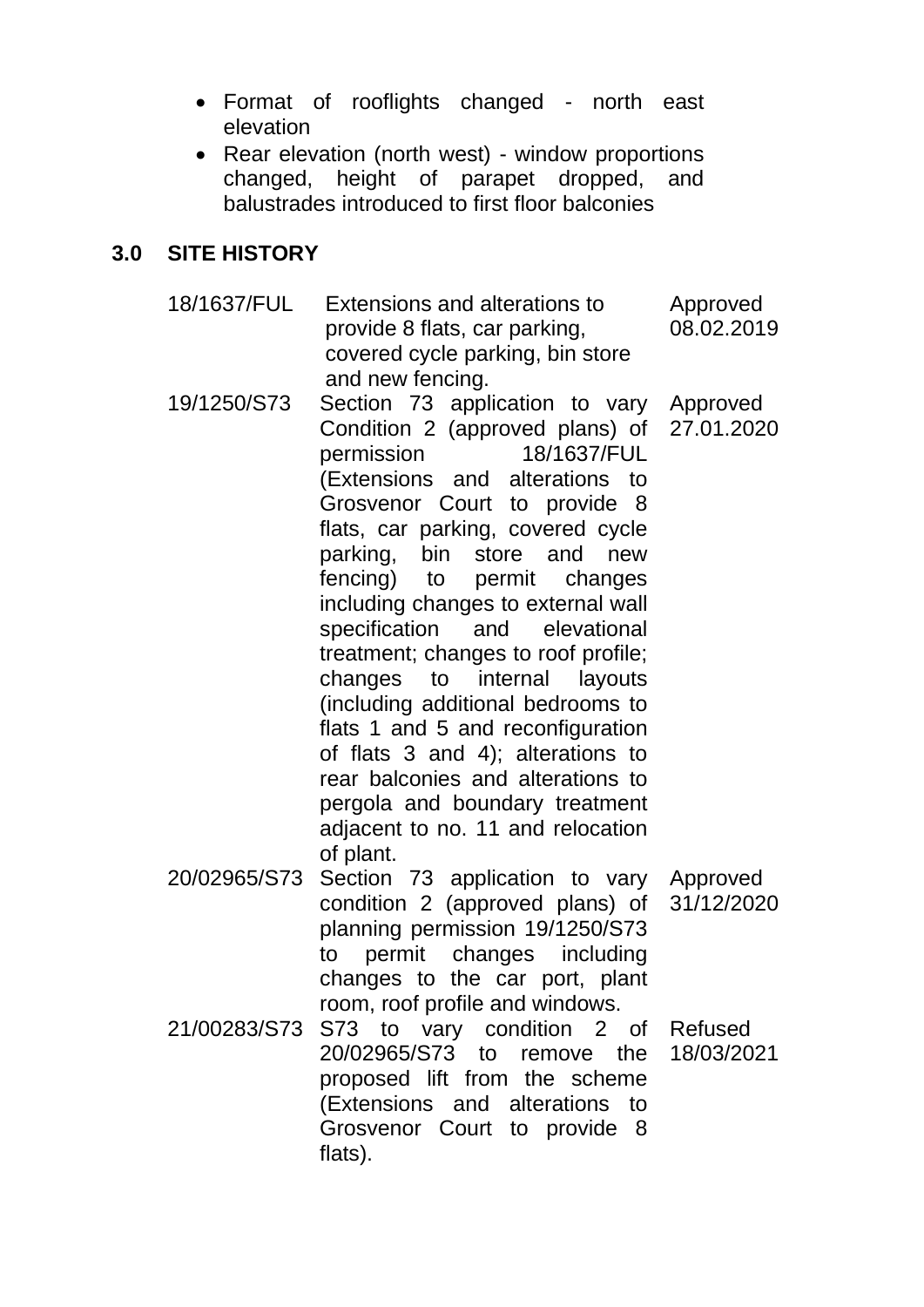- Format of rooflights changed - north east elevation
- Rear elevation (north west) - window proportions changed, height of parapet dropped, and balustrades introduced to first floor balconies

## 3.0 SITE HISTORY

| | | |
|---|---|---|
| 18/1637/FUL | Extensions and alterations to provide 8 flats, car parking, covered cycle parking, bin store and new fencing. | Approved 08.02.2019 |
| 19/1250/S73 | Section 73 application to vary Condition 2 (approved plans) of permission 18/1637/FUL (Extensions and alterations to Grosvenor Court to provide 8 flats, car parking, covered cycle parking, bin store and new fencing) to permit changes including changes to external wall specification and elevational treatment; changes to roof profile; changes to internal layouts (including additional bedrooms to flats 1 and 5 and reconfiguration of flats 3 and 4); alterations to rear balconies and alterations to pergola and boundary treatment adjacent to no. 11 and relocation of plant. | Approved 27.01.2020 |
| 20/02965/S73 | Section 73 application to vary condition 2 (approved plans) of planning permission 19/1250/S73 to permit changes including changes to the car port, plant room, roof profile and windows. | Approved 31/12/2020 |
| 21/00283/S73 | S73 to vary condition 2 of 20/02965/S73 to remove the proposed lift from the scheme (Extensions and alterations to Grosvenor Court to provide 8 flats). | Refused 18/03/2021 |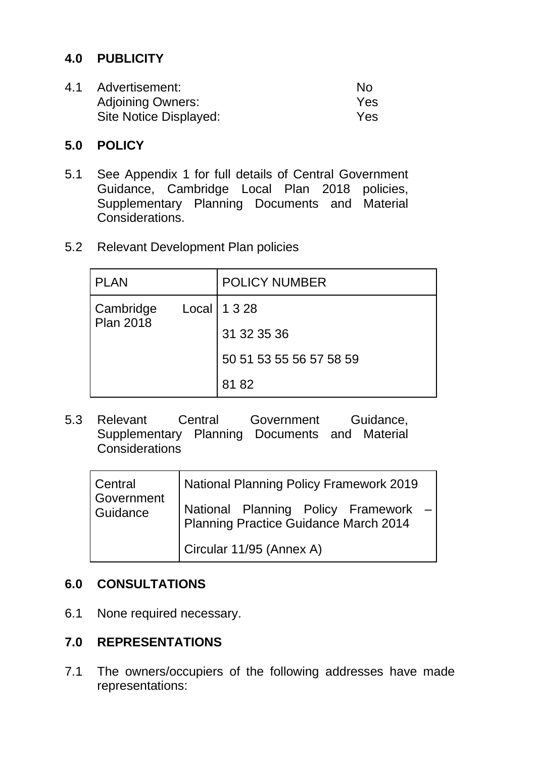## 4.0 PUBLICITY

4.1 Advertisement: No
Adjoining Owners: Yes
Site Notice Displayed: Yes

## 5.0 POLICY

5.1 See Appendix 1 for full details of Central Government Guidance, Cambridge Local Plan 2018 policies, Supplementary Planning Documents and Material Considerations.

5.2 Relevant Development Plan policies

| PLAN | POLICY NUMBER |
|---|---|
| Cambridge Local Plan 2018 | 1 3 28 |
| | 31 32 35 36 |
| | 50 51 53 55 56 57 58 59 |
| | 81 82 |

5.3 Relevant Central Government Guidance, Supplementary Planning Documents and Material Considerations

| Central Government Guidance | National Planning Policy Framework 2019 |
|---|---|
| | National Planning Policy Framework – Planning Practice Guidance March 2014 |
| | Circular 11/95 (Annex A) |

## 6.0 CONSULTATIONS

6.1 None required necessary.

## 7.0 REPRESENTATIONS

7.1 The owners/occupiers of the following addresses have made representations: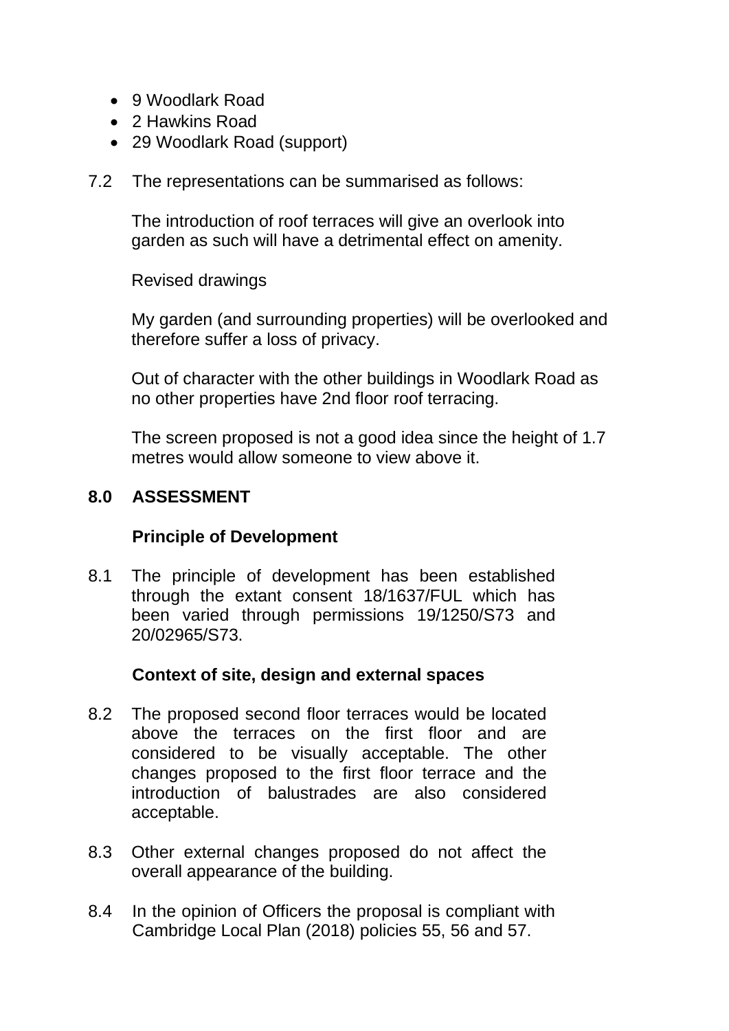- 9 Woodlark Road
- 2 Hawkins Road
- 29 Woodlark Road (support)

7.2 The representations can be summarised as follows:

The introduction of roof terraces will give an overlook into garden as such will have a detrimental effect on amenity.

Revised drawings

My garden (and surrounding properties) will be overlooked and therefore suffer a loss of privacy.

Out of character with the other buildings in Woodlark Road as no other properties have 2nd floor roof terracing.

The screen proposed is not a good idea since the height of 1.7 metres would allow someone to view above it.

## 8.0 ASSESSMENT

### Principle of Development

8.1 The principle of development has been established through the extant consent 18/1637/FUL which has been varied through permissions 19/1250/S73 and 20/02965/S73.

### Context of site, design and external spaces

8.2 The proposed second floor terraces would be located above the terraces on the first floor and are considered to be visually acceptable. The other changes proposed to the first floor terrace and the introduction of balustrades are also considered acceptable.

8.3 Other external changes proposed do not affect the overall appearance of the building.

8.4 In the opinion of Officers the proposal is compliant with Cambridge Local Plan (2018) policies 55, 56 and 57.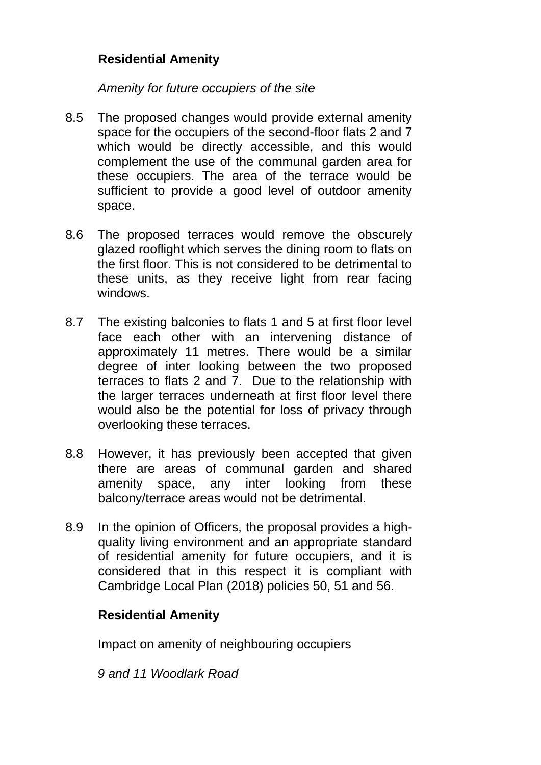**Residential Amenity**

*Amenity for future occupiers of the site*

8.5 The proposed changes would provide external amenity space for the occupiers of the second-floor flats 2 and 7 which would be directly accessible, and this would complement the use of the communal garden area for these occupiers. The area of the terrace would be sufficient to provide a good level of outdoor amenity space.

8.6 The proposed terraces would remove the obscurely glazed rooflight which serves the dining room to flats on the first floor. This is not considered to be detrimental to these units, as they receive light from rear facing windows.

8.7 The existing balconies to flats 1 and 5 at first floor level face each other with an intervening distance of approximately 11 metres. There would be a similar degree of inter looking between the two proposed terraces to flats 2 and 7. Due to the relationship with the larger terraces underneath at first floor level there would also be the potential for loss of privacy through overlooking these terraces.

8.8 However, it has previously been accepted that given there are areas of communal garden and shared amenity space, any inter looking from these balcony/terrace areas would not be detrimental.

8.9 In the opinion of Officers, the proposal provides a high-quality living environment and an appropriate standard of residential amenity for future occupiers, and it is considered that in this respect it is compliant with Cambridge Local Plan (2018) policies 50, 51 and 56.

**Residential Amenity**

Impact on amenity of neighbouring occupiers

*9 and 11 Woodlark Road*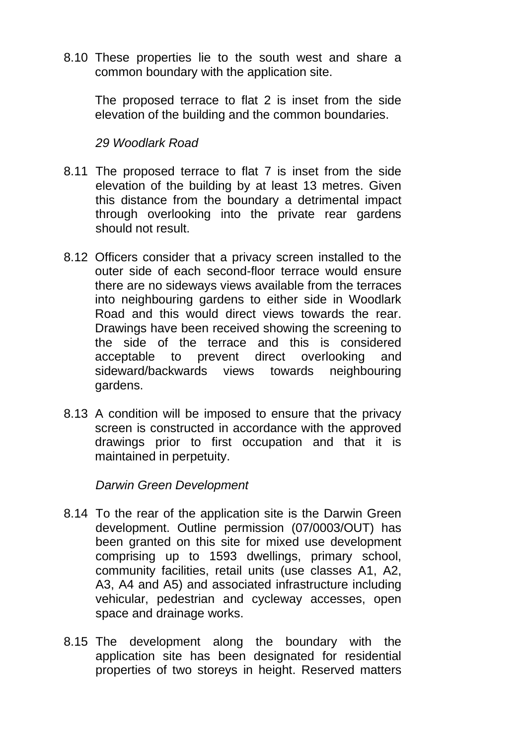8.10 These properties lie to the south west and share a common boundary with the application site.

The proposed terrace to flat 2 is inset from the side elevation of the building and the common boundaries.

*29 Woodlark Road*

8.11 The proposed terrace to flat 7 is inset from the side elevation of the building by at least 13 metres. Given this distance from the boundary a detrimental impact through overlooking into the private rear gardens should not result.

8.12 Officers consider that a privacy screen installed to the outer side of each second-floor terrace would ensure there are no sideways views available from the terraces into neighbouring gardens to either side in Woodlark Road and this would direct views towards the rear. Drawings have been received showing the screening to the side of the terrace and this is considered acceptable to prevent direct overlooking and sideward/backwards views towards neighbouring gardens.

8.13 A condition will be imposed to ensure that the privacy screen is constructed in accordance with the approved drawings prior to first occupation and that it is maintained in perpetuity.

*Darwin Green Development*

8.14 To the rear of the application site is the Darwin Green development. Outline permission (07/0003/OUT) has been granted on this site for mixed use development comprising up to 1593 dwellings, primary school, community facilities, retail units (use classes A1, A2, A3, A4 and A5) and associated infrastructure including vehicular, pedestrian and cycleway accesses, open space and drainage works.

8.15 The development along the boundary with the application site has been designated for residential properties of two storeys in height. Reserved matters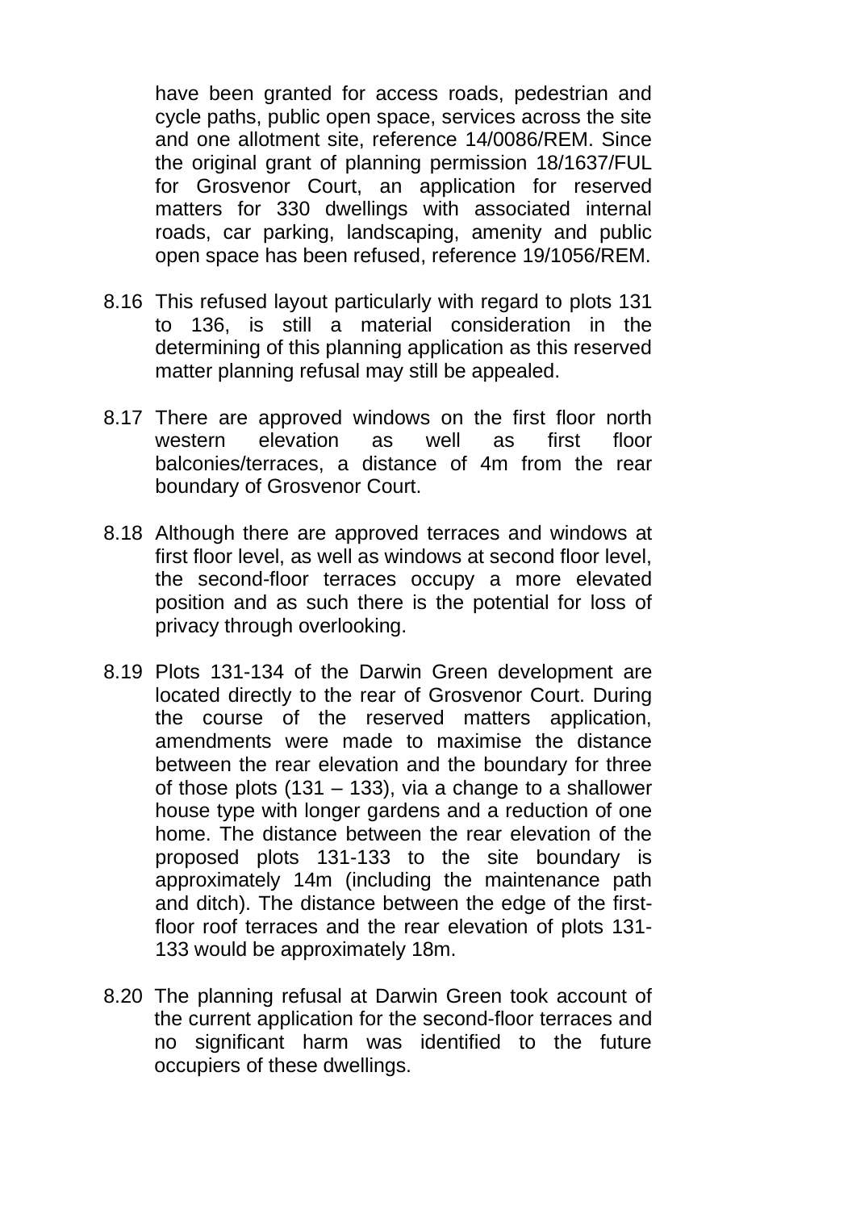have been granted for access roads, pedestrian and cycle paths, public open space, services across the site and one allotment site, reference 14/0086/REM. Since the original grant of planning permission 18/1637/FUL for Grosvenor Court, an application for reserved matters for 330 dwellings with associated internal roads, car parking, landscaping, amenity and public open space has been refused, reference 19/1056/REM.

8.16 This refused layout particularly with regard to plots 131 to 136, is still a material consideration in the determining of this planning application as this reserved matter planning refusal may still be appealed.

8.17 There are approved windows on the first floor north western elevation as well as first floor balconies/terraces, a distance of 4m from the rear boundary of Grosvenor Court.

8.18 Although there are approved terraces and windows at first floor level, as well as windows at second floor level, the second-floor terraces occupy a more elevated position and as such there is the potential for loss of privacy through overlooking.

8.19 Plots 131-134 of the Darwin Green development are located directly to the rear of Grosvenor Court. During the course of the reserved matters application, amendments were made to maximise the distance between the rear elevation and the boundary for three of those plots (131 – 133), via a change to a shallower house type with longer gardens and a reduction of one home. The distance between the rear elevation of the proposed plots 131-133 to the site boundary is approximately 14m (including the maintenance path and ditch). The distance between the edge of the first-floor roof terraces and the rear elevation of plots 131-133 would be approximately 18m.

8.20 The planning refusal at Darwin Green took account of the current application for the second-floor terraces and no significant harm was identified to the future occupiers of these dwellings.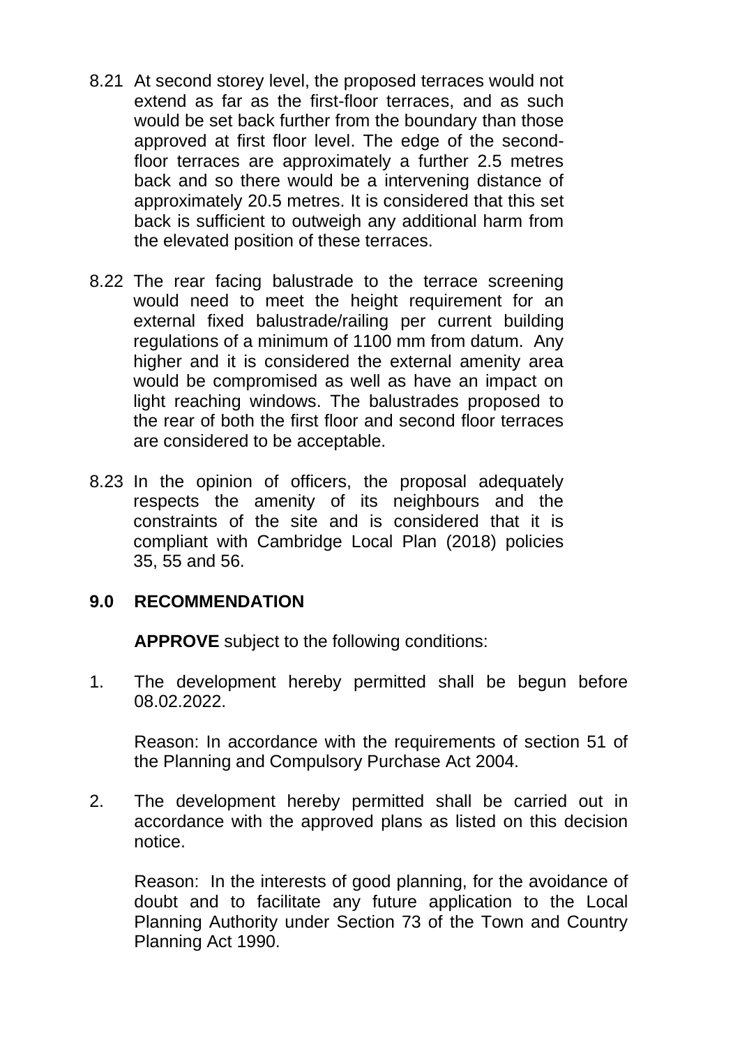8.21 At second storey level, the proposed terraces would not extend as far as the first-floor terraces, and as such would be set back further from the boundary than those approved at first floor level. The edge of the second-floor terraces are approximately a further 2.5 metres back and so there would be a intervening distance of approximately 20.5 metres. It is considered that this set back is sufficient to outweigh any additional harm from the elevated position of these terraces.

8.22 The rear facing balustrade to the terrace screening would need to meet the height requirement for an external fixed balustrade/railing per current building regulations of a minimum of 1100 mm from datum. Any higher and it is considered the external amenity area would be compromised as well as have an impact on light reaching windows. The balustrades proposed to the rear of both the first floor and second floor terraces are considered to be acceptable.

8.23 In the opinion of officers, the proposal adequately respects the amenity of its neighbours and the constraints of the site and is considered that it is compliant with Cambridge Local Plan (2018) policies 35, 55 and 56.

## 9.0 RECOMMENDATION

**APPROVE** subject to the following conditions:

1. The development hereby permitted shall be begun before 08.02.2022.

   Reason: In accordance with the requirements of section 51 of the Planning and Compulsory Purchase Act 2004.

2. The development hereby permitted shall be carried out in accordance with the approved plans as listed on this decision notice.

   Reason: In the interests of good planning, for the avoidance of doubt and to facilitate any future application to the Local Planning Authority under Section 73 of the Town and Country Planning Act 1990.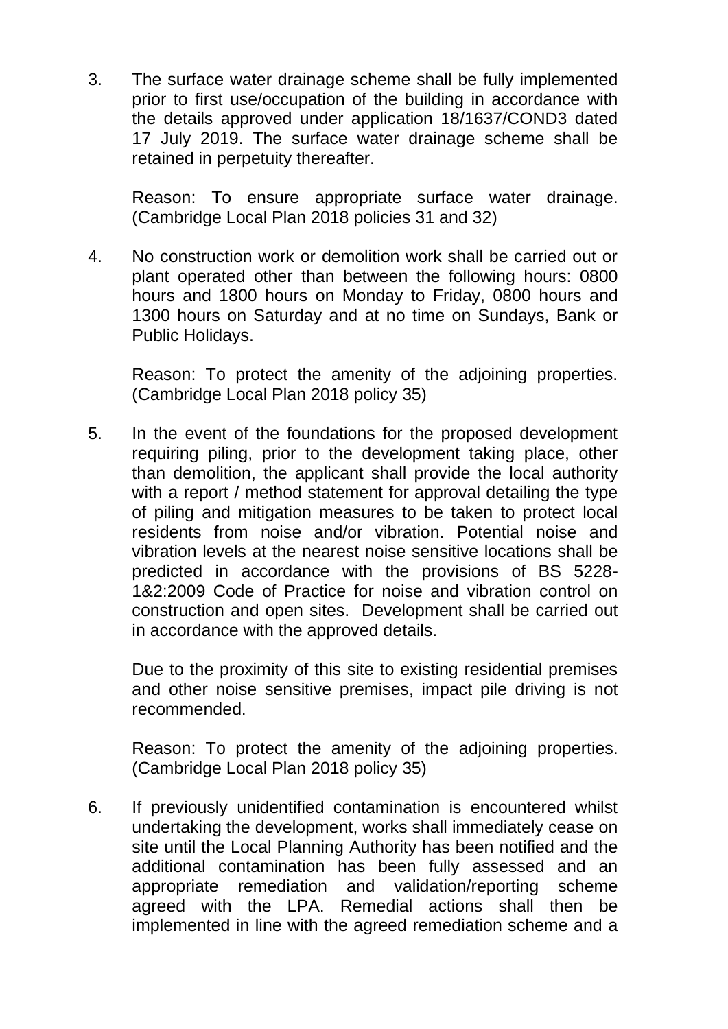3. The surface water drainage scheme shall be fully implemented prior to first use/occupation of the building in accordance with the details approved under application 18/1637/COND3 dated 17 July 2019. The surface water drainage scheme shall be retained in perpetuity thereafter.

   Reason: To ensure appropriate surface water drainage. (Cambridge Local Plan 2018 policies 31 and 32)

4. No construction work or demolition work shall be carried out or plant operated other than between the following hours: 0800 hours and 1800 hours on Monday to Friday, 0800 hours and 1300 hours on Saturday and at no time on Sundays, Bank or Public Holidays.

   Reason: To protect the amenity of the adjoining properties. (Cambridge Local Plan 2018 policy 35)

5. In the event of the foundations for the proposed development requiring piling, prior to the development taking place, other than demolition, the applicant shall provide the local authority with a report / method statement for approval detailing the type of piling and mitigation measures to be taken to protect local residents from noise and/or vibration. Potential noise and vibration levels at the nearest noise sensitive locations shall be predicted in accordance with the provisions of BS 5228-1&2:2009 Code of Practice for noise and vibration control on construction and open sites. Development shall be carried out in accordance with the approved details.

   Due to the proximity of this site to existing residential premises and other noise sensitive premises, impact pile driving is not recommended.

   Reason: To protect the amenity of the adjoining properties. (Cambridge Local Plan 2018 policy 35)

6. If previously unidentified contamination is encountered whilst undertaking the development, works shall immediately cease on site until the Local Planning Authority has been notified and the additional contamination has been fully assessed and an appropriate remediation and validation/reporting scheme agreed with the LPA. Remedial actions shall then be implemented in line with the agreed remediation scheme and a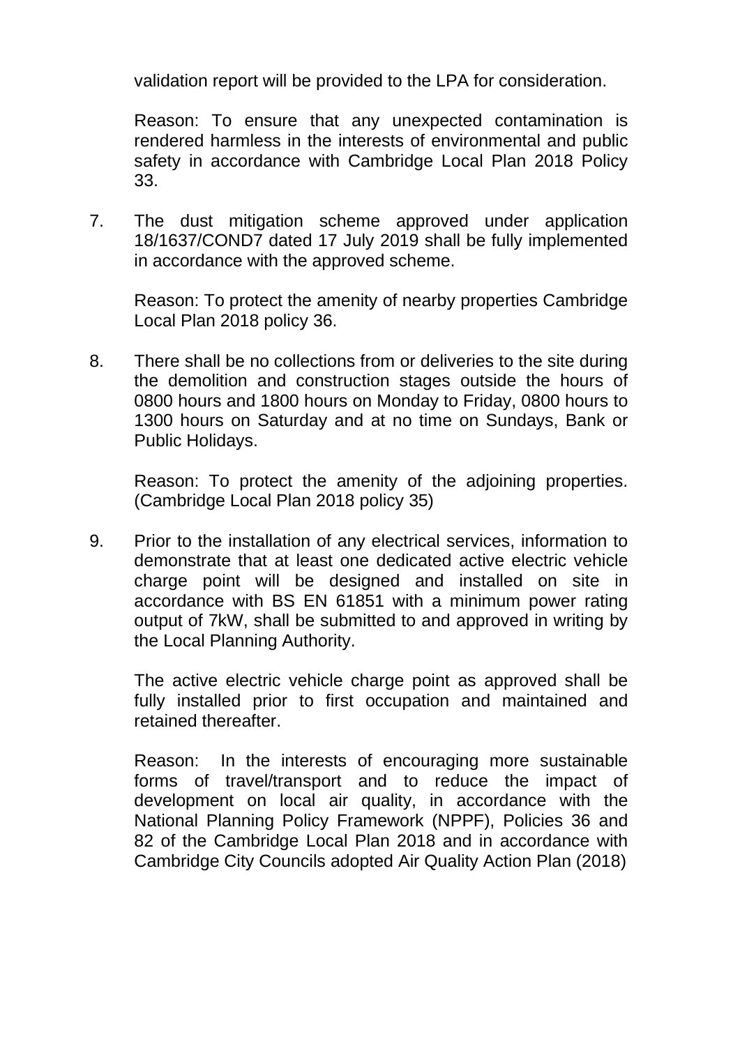validation report will be provided to the LPA for consideration.

Reason: To ensure that any unexpected contamination is rendered harmless in the interests of environmental and public safety in accordance with Cambridge Local Plan 2018 Policy 33.

7. The dust mitigation scheme approved under application 18/1637/COND7 dated 17 July 2019 shall be fully implemented in accordance with the approved scheme.

   Reason: To protect the amenity of nearby properties Cambridge Local Plan 2018 policy 36.

8. There shall be no collections from or deliveries to the site during the demolition and construction stages outside the hours of 0800 hours and 1800 hours on Monday to Friday, 0800 hours to 1300 hours on Saturday and at no time on Sundays, Bank or Public Holidays.

   Reason: To protect the amenity of the adjoining properties. (Cambridge Local Plan 2018 policy 35)

9. Prior to the installation of any electrical services, information to demonstrate that at least one dedicated active electric vehicle charge point will be designed and installed on site in accordance with BS EN 61851 with a minimum power rating output of 7kW, shall be submitted to and approved in writing by the Local Planning Authority.

   The active electric vehicle charge point as approved shall be fully installed prior to first occupation and maintained and retained thereafter.

   Reason: In the interests of encouraging more sustainable forms of travel/transport and to reduce the impact of development on local air quality, in accordance with the National Planning Policy Framework (NPPF), Policies 36 and 82 of the Cambridge Local Plan 2018 and in accordance with Cambridge City Councils adopted Air Quality Action Plan (2018)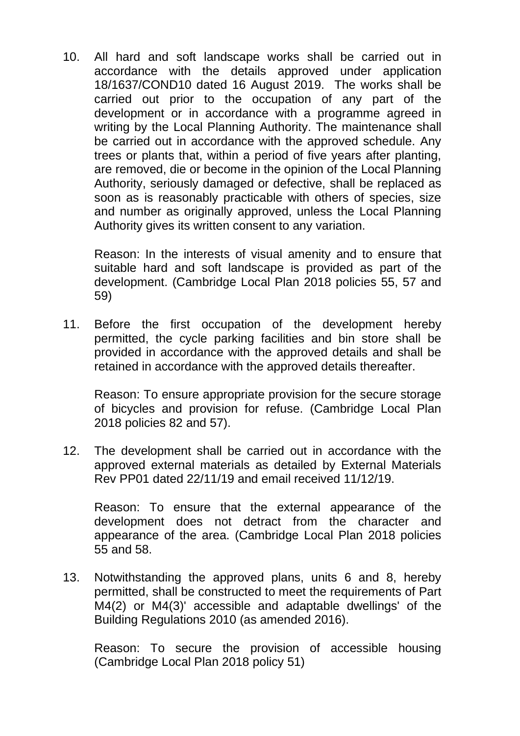10. All hard and soft landscape works shall be carried out in accordance with the details approved under application 18/1637/COND10 dated 16 August 2019. The works shall be carried out prior to the occupation of any part of the development or in accordance with a programme agreed in writing by the Local Planning Authority. The maintenance shall be carried out in accordance with the approved schedule. Any trees or plants that, within a period of five years after planting, are removed, die or become in the opinion of the Local Planning Authority, seriously damaged or defective, shall be replaced as soon as is reasonably practicable with others of species, size and number as originally approved, unless the Local Planning Authority gives its written consent to any variation.

    Reason: In the interests of visual amenity and to ensure that suitable hard and soft landscape is provided as part of the development. (Cambridge Local Plan 2018 policies 55, 57 and 59)

11. Before the first occupation of the development hereby permitted, the cycle parking facilities and bin store shall be provided in accordance with the approved details and shall be retained in accordance with the approved details thereafter.

    Reason: To ensure appropriate provision for the secure storage of bicycles and provision for refuse. (Cambridge Local Plan 2018 policies 82 and 57).

12. The development shall be carried out in accordance with the approved external materials as detailed by External Materials Rev PP01 dated 22/11/19 and email received 11/12/19.

    Reason: To ensure that the external appearance of the development does not detract from the character and appearance of the area. (Cambridge Local Plan 2018 policies 55 and 58.

13. Notwithstanding the approved plans, units 6 and 8, hereby permitted, shall be constructed to meet the requirements of Part M4(2) or M4(3)' accessible and adaptable dwellings' of the Building Regulations 2010 (as amended 2016).

    Reason: To secure the provision of accessible housing (Cambridge Local Plan 2018 policy 51)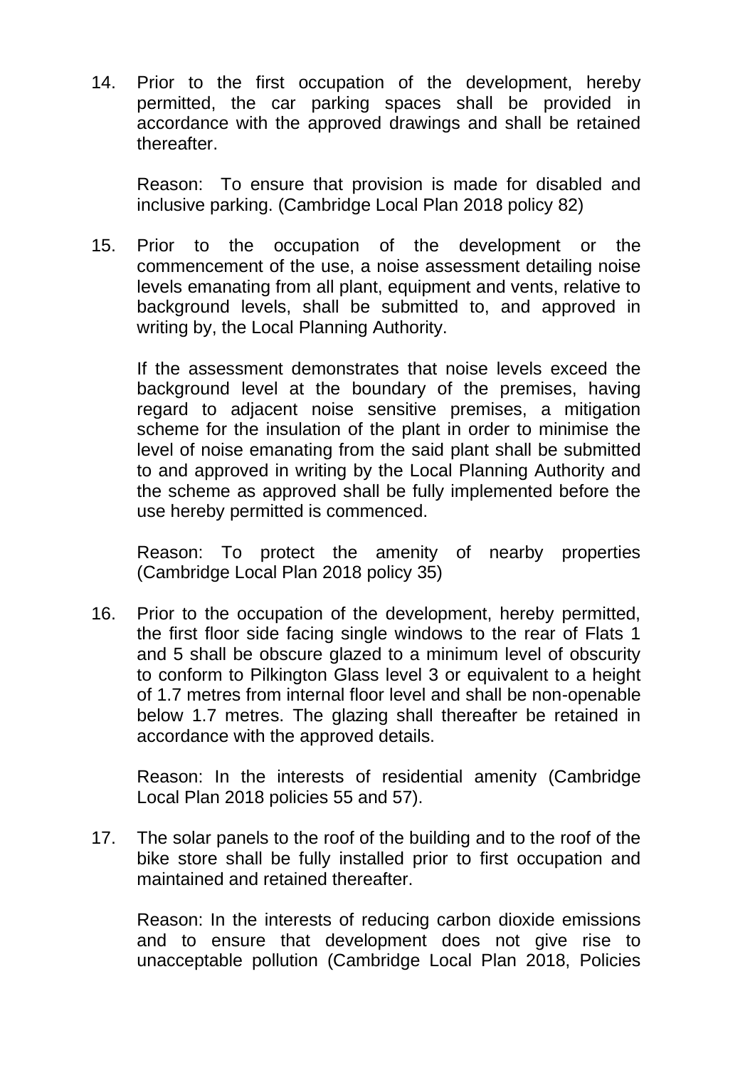14. Prior to the first occupation of the development, hereby permitted, the car parking spaces shall be provided in accordance with the approved drawings and shall be retained thereafter.

    Reason: To ensure that provision is made for disabled and inclusive parking. (Cambridge Local Plan 2018 policy 82)

15. Prior to the occupation of the development or the commencement of the use, a noise assessment detailing noise levels emanating from all plant, equipment and vents, relative to background levels, shall be submitted to, and approved in writing by, the Local Planning Authority.

    If the assessment demonstrates that noise levels exceed the background level at the boundary of the premises, having regard to adjacent noise sensitive premises, a mitigation scheme for the insulation of the plant in order to minimise the level of noise emanating from the said plant shall be submitted to and approved in writing by the Local Planning Authority and the scheme as approved shall be fully implemented before the use hereby permitted is commenced.

    Reason: To protect the amenity of nearby properties (Cambridge Local Plan 2018 policy 35)

16. Prior to the occupation of the development, hereby permitted, the first floor side facing single windows to the rear of Flats 1 and 5 shall be obscure glazed to a minimum level of obscurity to conform to Pilkington Glass level 3 or equivalent to a height of 1.7 metres from internal floor level and shall be non-openable below 1.7 metres. The glazing shall thereafter be retained in accordance with the approved details.

    Reason: In the interests of residential amenity (Cambridge Local Plan 2018 policies 55 and 57).

17. The solar panels to the roof of the building and to the roof of the bike store shall be fully installed prior to first occupation and maintained and retained thereafter.

    Reason: In the interests of reducing carbon dioxide emissions and to ensure that development does not give rise to unacceptable pollution (Cambridge Local Plan 2018, Policies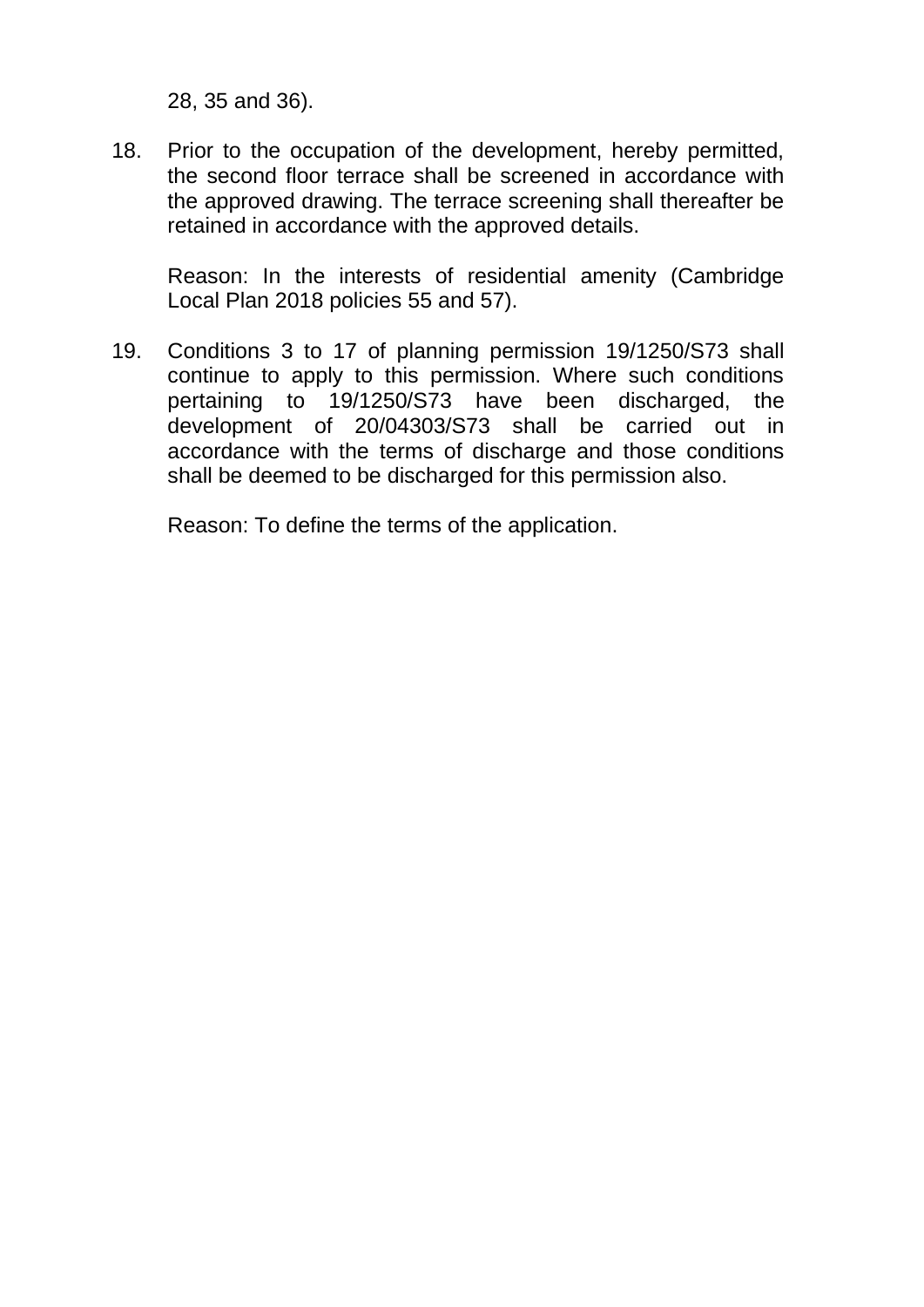28, 35 and 36).

18. Prior to the occupation of the development, hereby permitted, the second floor terrace shall be screened in accordance with the approved drawing. The terrace screening shall thereafter be retained in accordance with the approved details.

    Reason: In the interests of residential amenity (Cambridge Local Plan 2018 policies 55 and 57).

19. Conditions 3 to 17 of planning permission 19/1250/S73 shall continue to apply to this permission. Where such conditions pertaining to 19/1250/S73 have been discharged, the development of 20/04303/S73 shall be carried out in accordance with the terms of discharge and those conditions shall be deemed to be discharged for this permission also.

    Reason: To define the terms of the application.